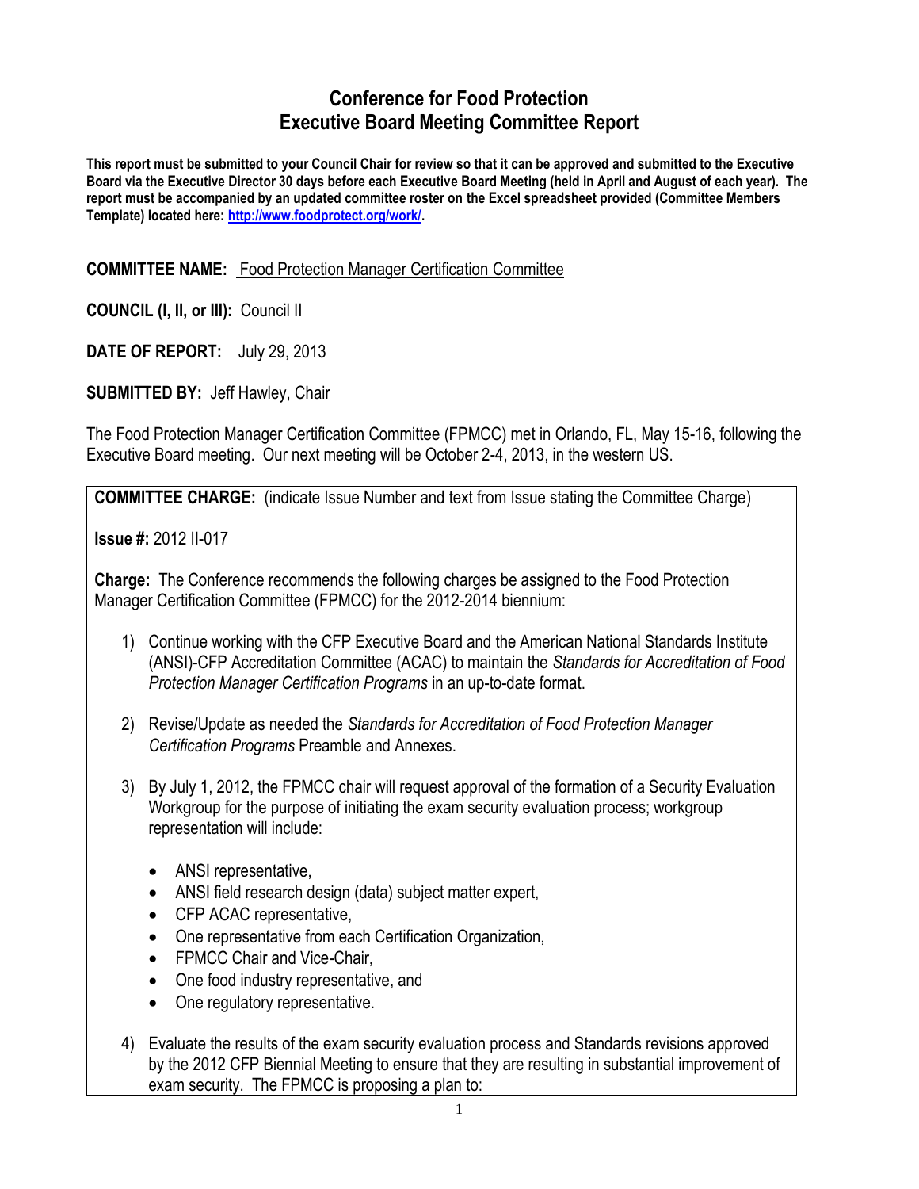# Conference for Food Protection
# Executive Board Meeting Committee Report

**This report must be submitted to your Council Chair for review so that it can be approved and submitted to the Executive Board via the Executive Director 30 days before each Executive Board Meeting (held in April and August of each year). The report must be accompanied by an updated committee roster on the Excel spreadsheet provided (Committee Members Template) located here: [http://www.foodprotect.org/work/](http://www.foodprotect.org/work/).**

**COMMITTEE NAME:** Food Protection Manager Certification Committee

**COUNCIL (I, II, or III):** Council II

**DATE OF REPORT:** July 29, 2013

**SUBMITTED BY:** Jeff Hawley, Chair

The Food Protection Manager Certification Committee (FPMCC) met in Orlando, FL, May 15-16, following the Executive Board meeting. Our next meeting will be October 2-4, 2013, in the western US.

**COMMITTEE CHARGE:** (indicate Issue Number and text from Issue stating the Committee Charge)

**Issue #:** 2012 II-017

**Charge:** The Conference recommends the following charges be assigned to the Food Protection Manager Certification Committee (FPMCC) for the 2012-2014 biennium:

1) Continue working with the CFP Executive Board and the American National Standards Institute (ANSI)-CFP Accreditation Committee (ACAC) to maintain the *Standards for Accreditation of Food Protection Manager Certification Programs* in an up-to-date format.

2) Revise/Update as needed the *Standards for Accreditation of Food Protection Manager Certification Programs* Preamble and Annexes.

3) By July 1, 2012, the FPMCC chair will request approval of the formation of a Security Evaluation Workgroup for the purpose of initiating the exam security evaluation process; workgroup representation will include:

   - ANSI representative,
   - ANSI field research design (data) subject matter expert,
   - CFP ACAC representative,
   - One representative from each Certification Organization,
   - FPMCC Chair and Vice-Chair,
   - One food industry representative, and
   - One regulatory representative.

4) Evaluate the results of the exam security evaluation process and Standards revisions approved by the 2012 CFP Biennial Meeting to ensure that they are resulting in substantial improvement of exam security. The FPMCC is proposing a plan to: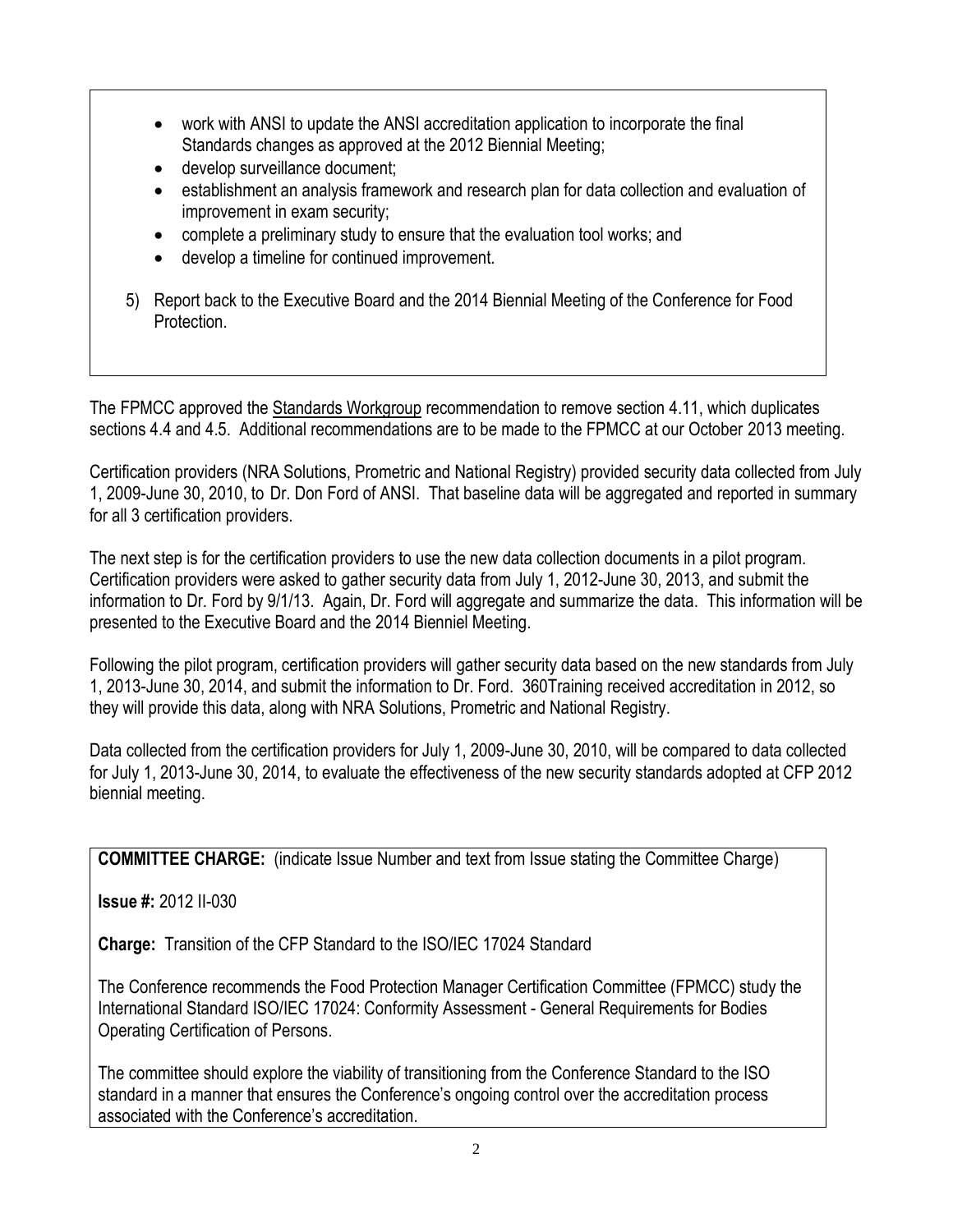- work with ANSI to update the ANSI accreditation application to incorporate the final Standards changes as approved at the 2012 Biennial Meeting;
- develop surveillance document;
- establishment an analysis framework and research plan for data collection and evaluation of improvement in exam security;
- complete a preliminary study to ensure that the evaluation tool works; and
- develop a timeline for continued improvement.

5) Report back to the Executive Board and the 2014 Biennial Meeting of the Conference for Food Protection.

The FPMCC approved the Standards Workgroup recommendation to remove section 4.11, which duplicates sections 4.4 and 4.5. Additional recommendations are to be made to the FPMCC at our October 2013 meeting.

Certification providers (NRA Solutions, Prometric and National Registry) provided security data collected from July 1, 2009-June 30, 2010, to Dr. Don Ford of ANSI. That baseline data will be aggregated and reported in summary for all 3 certification providers.

The next step is for the certification providers to use the new data collection documents in a pilot program. Certification providers were asked to gather security data from July 1, 2012-June 30, 2013, and submit the information to Dr. Ford by 9/1/13. Again, Dr. Ford will aggregate and summarize the data. This information will be presented to the Executive Board and the 2014 Bienniel Meeting.

Following the pilot program, certification providers will gather security data based on the new standards from July 1, 2013-June 30, 2014, and submit the information to Dr. Ford. 360Training received accreditation in 2012, so they will provide this data, along with NRA Solutions, Prometric and National Registry.

Data collected from the certification providers for July 1, 2009-June 30, 2010, will be compared to data collected for July 1, 2013-June 30, 2014, to evaluate the effectiveness of the new security standards adopted at CFP 2012 biennial meeting.

**COMMITTEE CHARGE:** (indicate Issue Number and text from Issue stating the Committee Charge)

**Issue #:** 2012 II-030

**Charge:** Transition of the CFP Standard to the ISO/IEC 17024 Standard

The Conference recommends the Food Protection Manager Certification Committee (FPMCC) study the International Standard ISO/IEC 17024: Conformity Assessment - General Requirements for Bodies Operating Certification of Persons.

The committee should explore the viability of transitioning from the Conference Standard to the ISO standard in a manner that ensures the Conference's ongoing control over the accreditation process associated with the Conference's accreditation.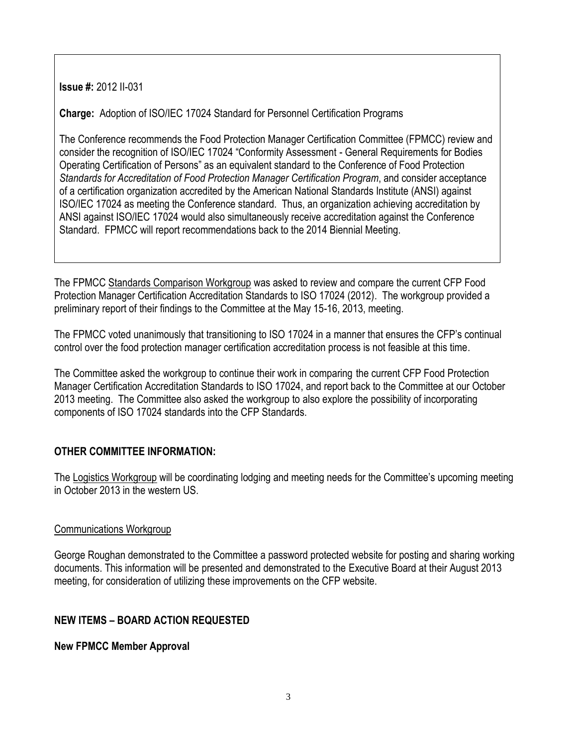**Issue #:** 2012 II-031

**Charge:** Adoption of ISO/IEC 17024 Standard for Personnel Certification Programs

The Conference recommends the Food Protection Manager Certification Committee (FPMCC) review and consider the recognition of ISO/IEC 17024 "Conformity Assessment - General Requirements for Bodies Operating Certification of Persons" as an equivalent standard to the Conference of Food Protection *Standards for Accreditation of Food Protection Manager Certification Program*, and consider acceptance of a certification organization accredited by the American National Standards Institute (ANSI) against ISO/IEC 17024 as meeting the Conference standard. Thus, an organization achieving accreditation by ANSI against ISO/IEC 17024 would also simultaneously receive accreditation against the Conference Standard. FPMCC will report recommendations back to the 2014 Biennial Meeting.

The FPMCC Standards Comparison Workgroup was asked to review and compare the current CFP Food Protection Manager Certification Accreditation Standards to ISO 17024 (2012). The workgroup provided a preliminary report of their findings to the Committee at the May 15-16, 2013, meeting.

The FPMCC voted unanimously that transitioning to ISO 17024 in a manner that ensures the CFP's continual control over the food protection manager certification accreditation process is not feasible at this time.

The Committee asked the workgroup to continue their work in comparing the current CFP Food Protection Manager Certification Accreditation Standards to ISO 17024, and report back to the Committee at our October 2013 meeting. The Committee also asked the workgroup to also explore the possibility of incorporating components of ISO 17024 standards into the CFP Standards.

## OTHER COMMITTEE INFORMATION:

The Logistics Workgroup will be coordinating lodging and meeting needs for the Committee's upcoming meeting in October 2013 in the western US.

Communications Workgroup

George Roughan demonstrated to the Committee a password protected website for posting and sharing working documents. This information will be presented and demonstrated to the Executive Board at their August 2013 meeting, for consideration of utilizing these improvements on the CFP website.

## NEW ITEMS – BOARD ACTION REQUESTED

**New FPMCC Member Approval**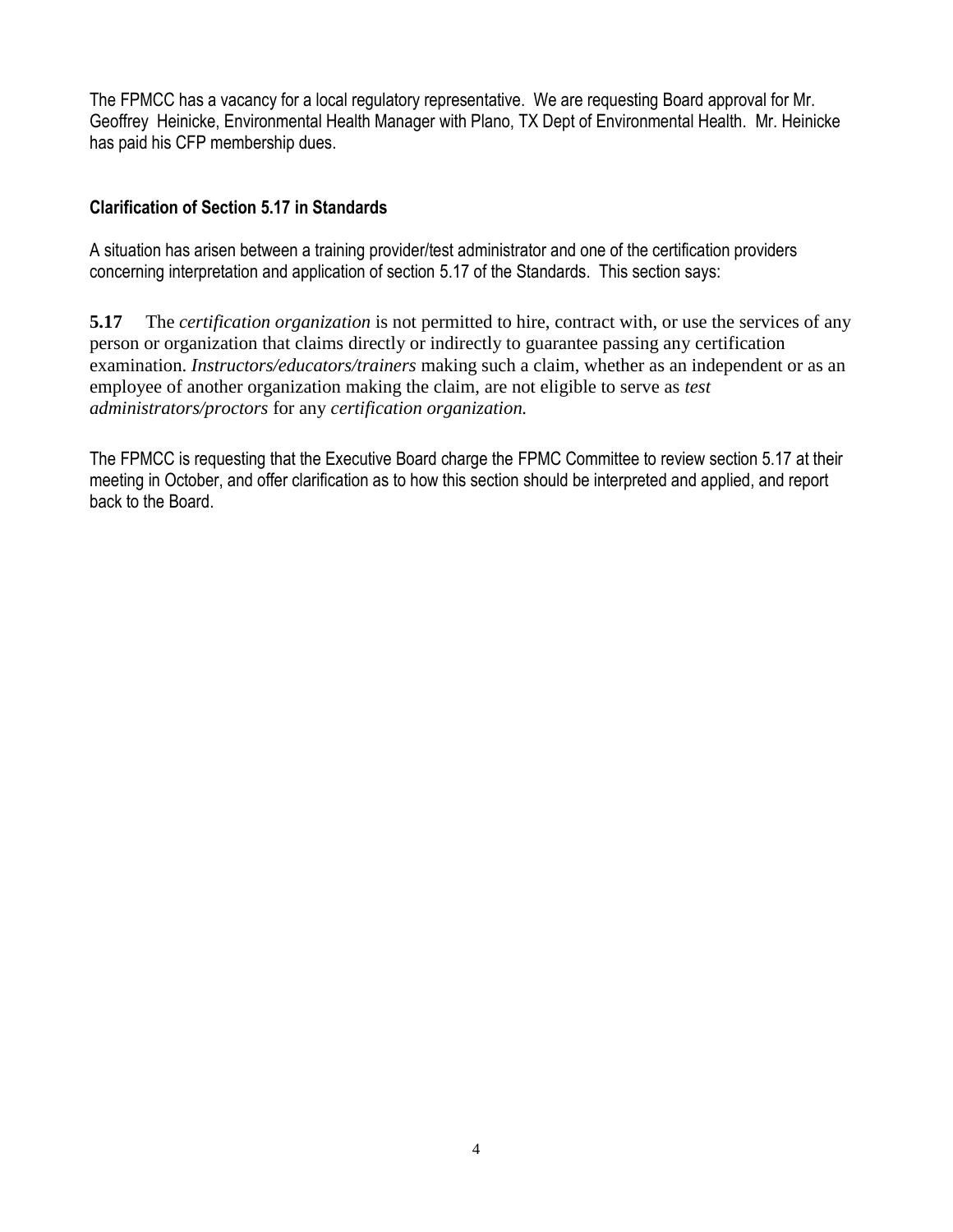The FPMCC has a vacancy for a local regulatory representative. We are requesting Board approval for Mr. Geoffrey Heinicke, Environmental Health Manager with Plano, TX Dept of Environmental Health. Mr. Heinicke has paid his CFP membership dues.

### Clarification of Section 5.17 in Standards

A situation has arisen between a training provider/test administrator and one of the certification providers concerning interpretation and application of section 5.17 of the Standards. This section says:

**5.17** The *certification organization* is not permitted to hire, contract with, or use the services of any person or organization that claims directly or indirectly to guarantee passing any certification examination. *Instructors/educators/trainers* making such a claim, whether as an independent or as an employee of another organization making the claim, are not eligible to serve as *test administrators/proctors* for any *certification organization.*

The FPMCC is requesting that the Executive Board charge the FPMC Committee to review section 5.17 at their meeting in October, and offer clarification as to how this section should be interpreted and applied, and report back to the Board.